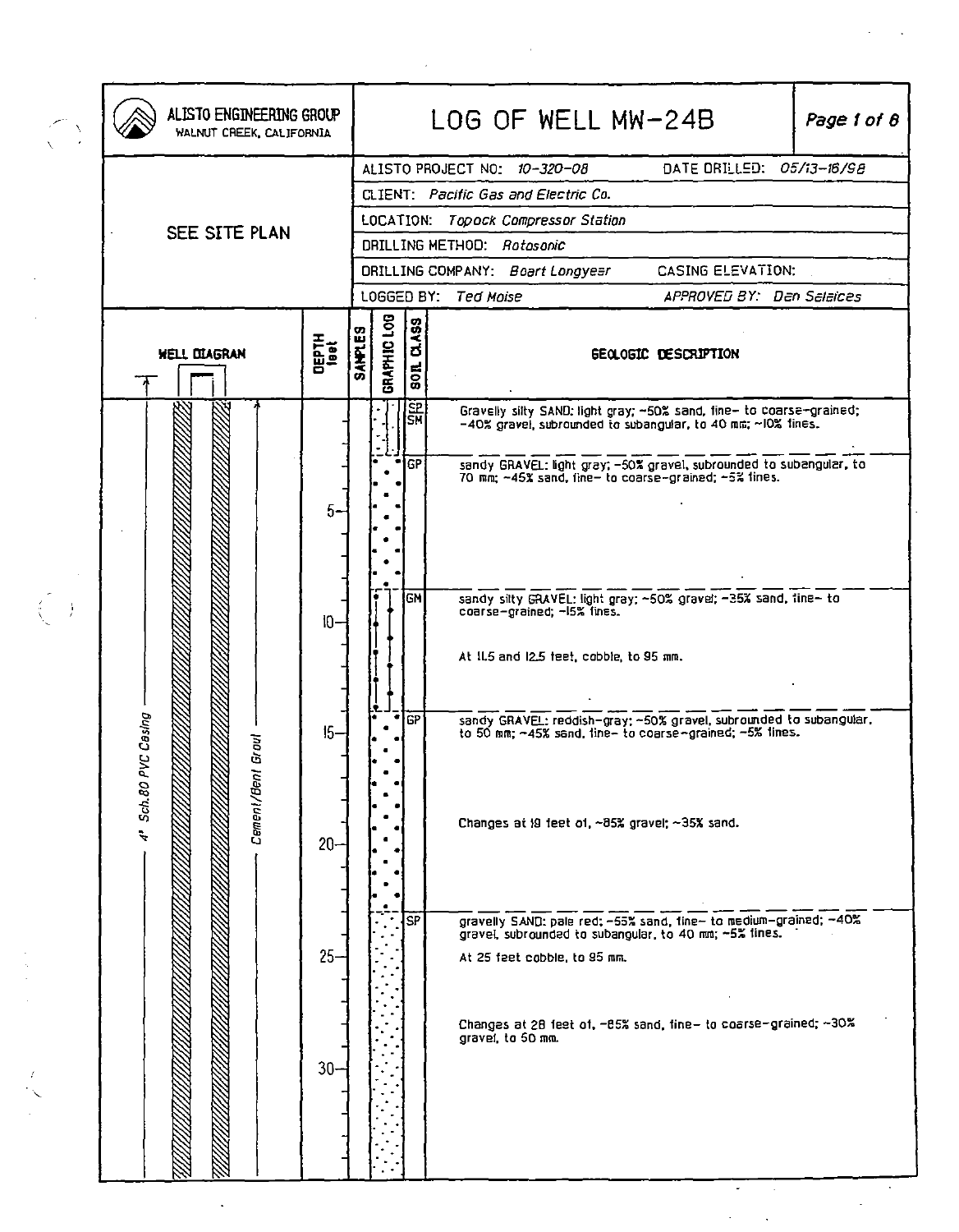# LOG OF WELL MW-24B

**ALISTO ENGINEERING GROUP**
WALNUT CREEK, CALIFORNIA

SEE SITE PLAN

| | |
|---|---|
| ALISTO PROJECT NO: *10-320-08* | DATE DRILLED: *05/13-16/98* |
| CLIENT: *Pacific Gas and Electric Co.* | |
| LOCATION: *Topock Compressor Station* | |
| DRILLING METHOD: *Rotosonic* | |
| DRILLING COMPANY: *Boart Longyear* | CASING ELEVATION: |
| LOGGED BY: *Ted Moise* | APPROVED BY: *Dan Selaices* |

WELL DIAGRAM: 4" Sch.80 PVC Casing; Cement/Bent Grout

| DEPTH feet | SOIL CLASS | GEOLOGIC DESCRIPTION |
|---|---|---|
| 0 | SP-SM | Gravelly silty SAND: light gray; ~50% sand, fine- to coarse-grained; ~40% gravel, subrounded to subangular, to 40 mm; ~10% fines. |
| | GP | sandy GRAVEL: light gray; ~50% gravel, subrounded to subangular, to 70 mm; ~45% sand, fine- to coarse-grained; ~5% fines. |
| | GM | sandy silty GRAVEL: light gray; ~50% gravel; ~35% sand, fine- to coarse-grained; ~15% fines. <br> At 11.5 and 12.5 feet, cobble, to 95 mm. |
| | GP | sandy GRAVEL: reddish-gray; ~50% gravel, subrounded to subangular, to 50 mm; ~45% sand, fine- to coarse-grained; ~5% fines. <br> Changes at 19 feet at, ~65% gravel; ~35% sand. |
| | SP | gravelly SAND: pale red; ~55% sand, fine- to medium-grained; ~40% gravel, subrounded to subangular, to 40 mm; ~5% fines. <br> At 25 feet cobble, to 95 mm. <br> Changes at 28 feet at, ~65% sand, fine- to coarse-grained; ~30% gravel, to 50 mm. |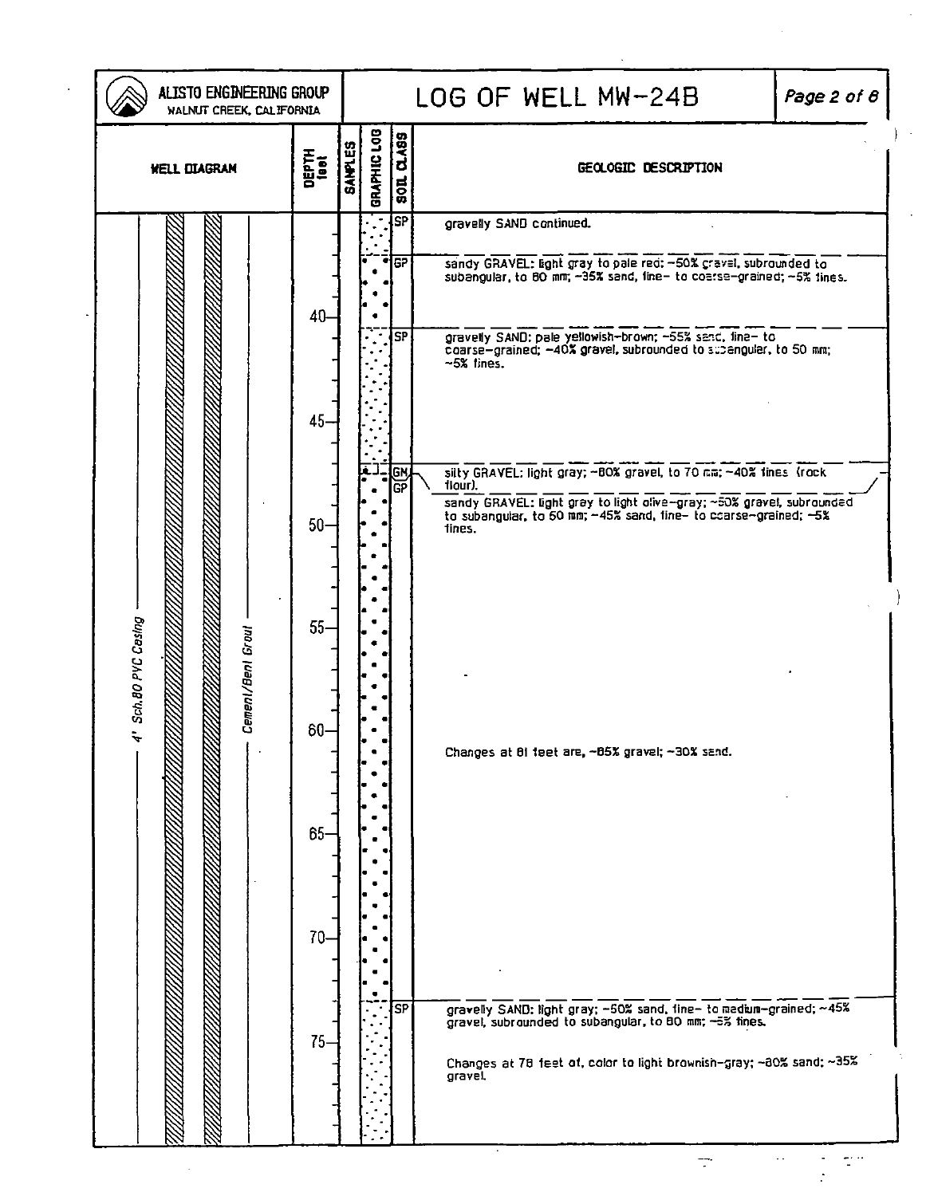# ALISTO ENGINEERING GROUP
WALNUT CREEK, CALIFORNIA

## LOG OF WELL MW-24B

| WELL DIAGRAM | DEPTH feet | SAMPLES | GRAPHIC LOG | SOIL CLASS | GEOLOGIC DESCRIPTION |
|---|---|---|---|---|---|
| 4" Sch.80 PVC Casing; Cement/Bent Grout | | | | SP | gravelly SAND continued. |
| | | | | GP | sandy GRAVEL: light gray to pale red; ~50% gravel, subrounded to subangular, to 80 mm; ~35% sand, fine- to coarse-grained; ~5% fines. |
| | 40 | | | SP | gravelly SAND: pale yellowish-brown; ~55% sand, fine- to coarse-grained; ~40% gravel, subrounded to subangular, to 50 mm; ~5% fines. |
| | 45 | | | GM | silty GRAVEL: light gray; ~60% gravel, to 70 mm; ~40% fines (rock flour). |
| | | | | GP | sandy GRAVEL: light gray to light olive-gray; ~50% gravel, subrounded to subangular, to 50 mm; ~45% sand, fine- to coarse-grained; ~5% fines. |
| | 50 | | | | |
| | 55 | | | | |
| | 60 | | | | Changes at 61 feet are, ~65% gravel; ~30% sand. |
| | 65 | | | | |
| | 70 | | | SP | gravelly SAND: light gray; ~50% sand, fine- to medium-grained; ~45% gravel, subrounded to subangular, to 80 mm; ~5% fines. |
| | 75 | | | | Changes at 78 feet of, color to light brownish-gray; ~60% sand; ~35% gravel. |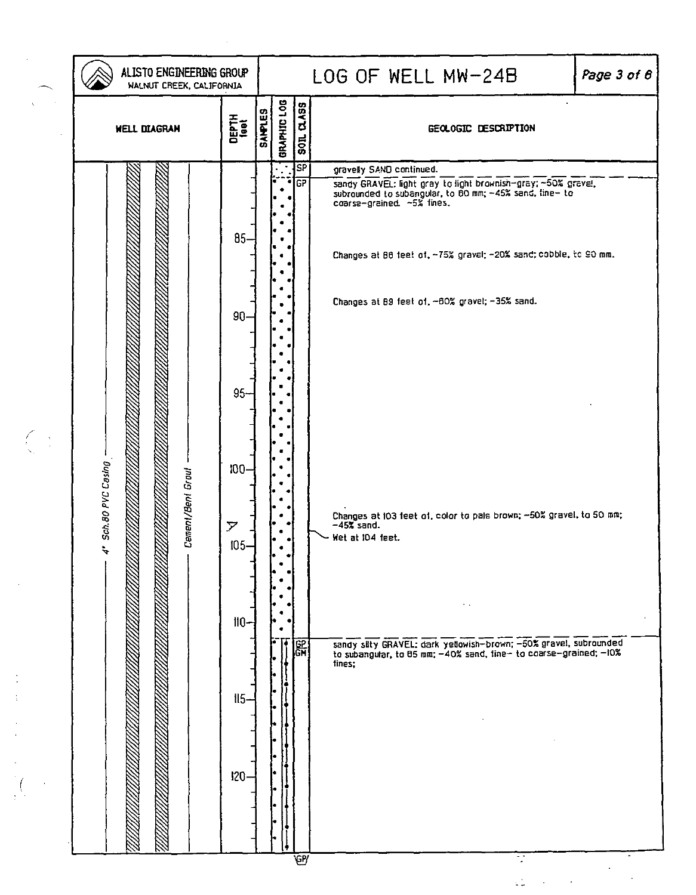# LOG OF WELL MW-24B

ALISTO ENGINEERING GROUP
WALNUT CREEK, CALIFORNIA

| WELL DIAGRAM | DEPTH feet | SAMPLES | GRAPHIC LOG | SOIL CLASS | GEOLOGIC DESCRIPTION |
|---|---|---|---|---|---|
| | | | | SP | gravelly SAND continued. |
| | | | | GP | sandy GRAVEL: light gray to light brownish-gray; ~50% gravel, subrounded to subangular, to 60 mm; ~45% sand, fine- to coarse-grained. ~5% fines. |
| | 85 | | | | Changes at 86 feet of, ~75% gravel; ~20% sand; cobble, to 90 mm. |
| | 90 | | | | Changes at 89 feet of, ~60% gravel; ~35% sand. |
| | 95 | | | | |
| | 100 | | | | Changes at 103 feet of, color to pale brown; ~50% gravel, to 50 mm; ~45% sand. |
| | 105 | | | | Wet at 104 feet. |
| | 110 | | | GP/GM | sandy silty GRAVEL: dark yellowish-brown; ~50% gravel, subrounded to subangular, to 85 mm; ~40% sand, fine- to coarse-grained; ~10% fines; |
| | 115 | | | | |
| | 120 | | | | |
| | | | | GP/ | |

Well diagram labels: 4" Sch.80 PVC Casing; Cement/Bent Grout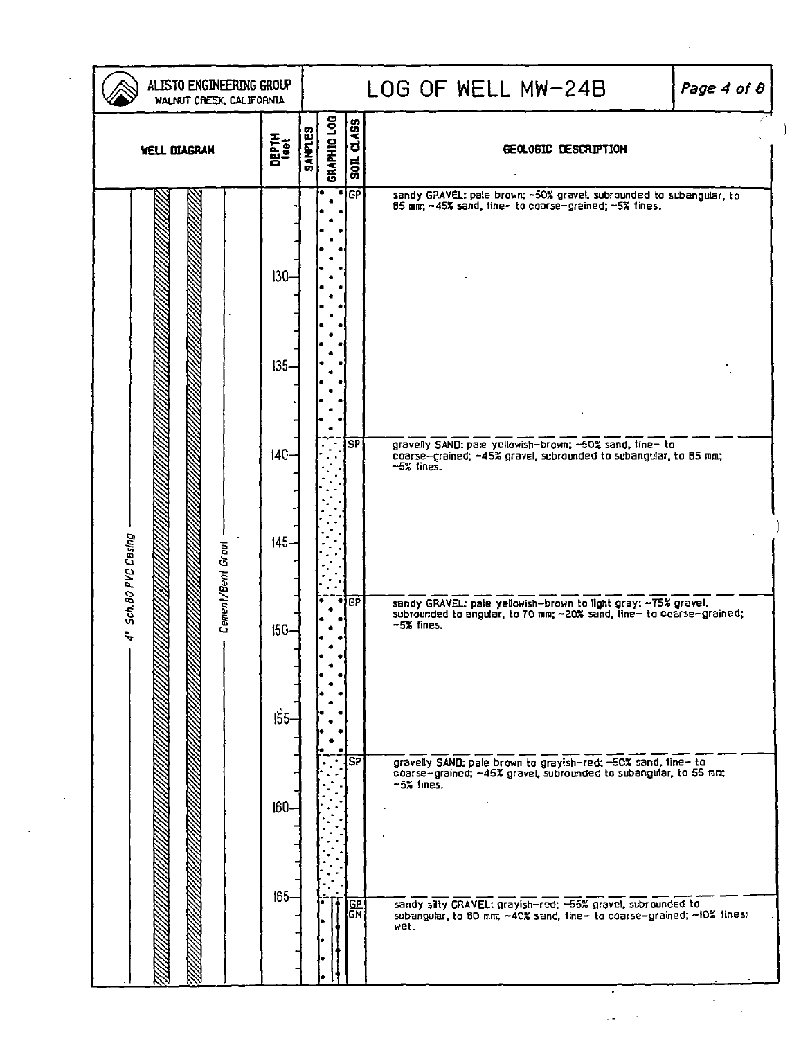# LOG OF WELL MW-24B

ALISTO ENGINEERING GROUP
WALNUT CREEK, CALIFORNIA

| WELL DIAGRAM | DEPTH feet | SAMPLES | GRAPHIC LOG | SOIL CLASS | GEOLOGIC DESCRIPTION |
|---|---|---|---|---|---|
| 4" Sch.80 PVC Casing; Cement/Bent Grout | | | | GP | sandy GRAVEL: pale brown; ~50% gravel, subrounded to subangular, to 85 mm; ~45% sand, fine- to coarse-grained; ~5% fines. |
| | 130 | | | | |
| | 135 | | | | |
| | 140 | | | SP | gravelly SAND: pale yellowish-brown; ~50% sand, fine- to coarse-grained; ~45% gravel, subrounded to subangular, to 85 mm; ~5% fines. |
| | 145 | | | | |
| | 150 | | | GP | sandy GRAVEL: pale yellowish-brown to light gray; ~75% gravel, subrounded to angular, to 70 mm; ~20% sand, fine- to coarse-grained; ~5% fines. |
| | 155 | | | | |
| | 160 | | | SP | gravelly SAND: pale brown to grayish-red; ~50% sand, fine- to coarse-grained; ~45% gravel, subrounded to subangular, to 55 mm; ~5% fines. |
| | 165 | | | GP-GM | sandy silty GRAVEL: grayish-red; ~55% gravel, subrounded to subangular, to 80 mm; ~40% sand, fine- to coarse-grained; ~10% fines; wet. |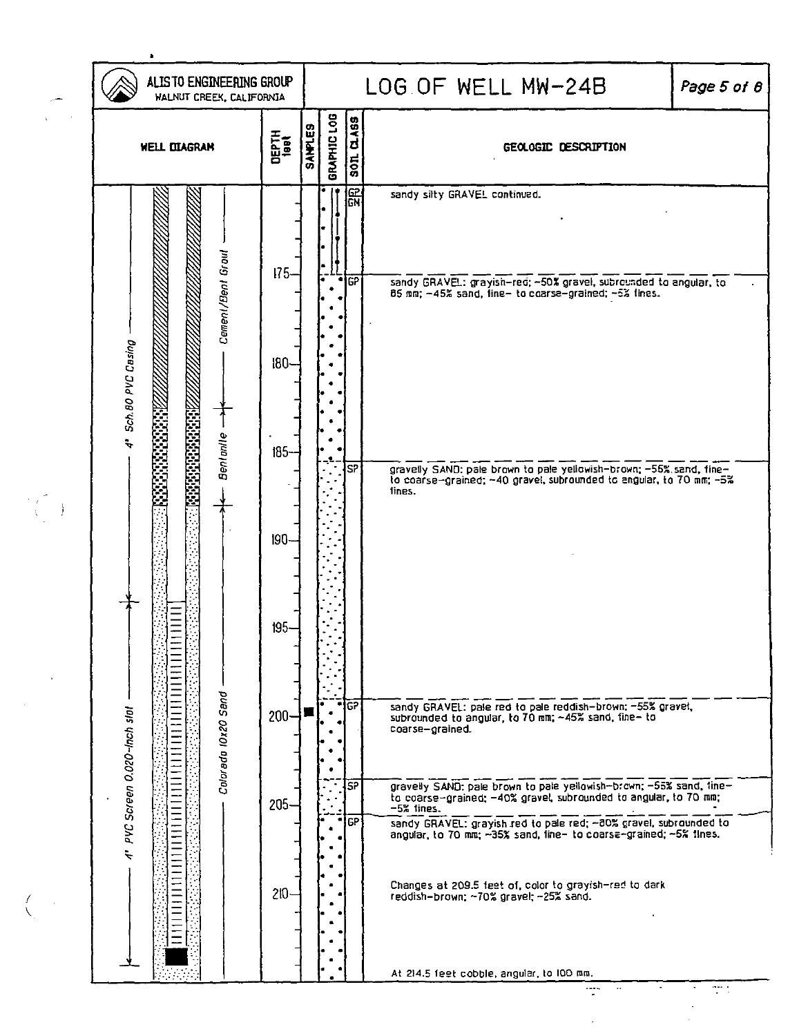# LOG OF WELL MW-24B

ALISTO ENGINEERING GROUP
WALNUT CREEK, CALIFORNIA

| WELL DIAGRAM | DEPTH feet | SAMPLES | GRAPHIC LOG | SOIL CLASS | GEOLOGIC DESCRIPTION |
|---|---|---|---|---|---|
| 4" Sch.80 PVC Casing; Cement/Bent Grout | | | | GP/GM | sandy silty GRAVEL continued. |
| | 175 | | | GP | sandy GRAVEL: grayish-red; ~50% gravel, subrounded to angular, to 85 mm; ~45% sand, fine- to coarse-grained; ~5% fines. |
| | 180 | | | | |
| Bentonite | 185 | | | SP | gravelly SAND: pale brown to pale yellowish-brown; ~55% sand, fine- to coarse-grained; ~40 gravel, subrounded to angular, to 70 mm; ~5% fines. |
| Colorado 10x20 Sand | 190 | | | | |
| 4" PVC Screen 0.020-inch slot | 195 | | | | |
| | 200 | ■ | | GP | sandy GRAVEL: pale red to pale reddish-brown; ~55% gravel, subrounded to angular, to 70 mm; ~45% sand, fine- to coarse-grained. |
| | | | | SP | gravelly SAND: pale brown to pale yellowish-brown; ~55% sand, fine- to coarse-grained; ~40% gravel, subrounded to angular, to 70 mm; ~5% fines. |
| | 205 | | | GP | sandy GRAVEL: grayish red to pale red; ~60% gravel, subrounded to angular, to 70 mm; ~35% sand, fine- to coarse-grained; ~5% fines. |
| | 210 | | | | Changes at 209.5 feet of, color to grayish-red to dark reddish-brown; ~70% gravel; ~25% sand. |
| | | | | | At 214.5 feet cobble, angular, to 100 mm. |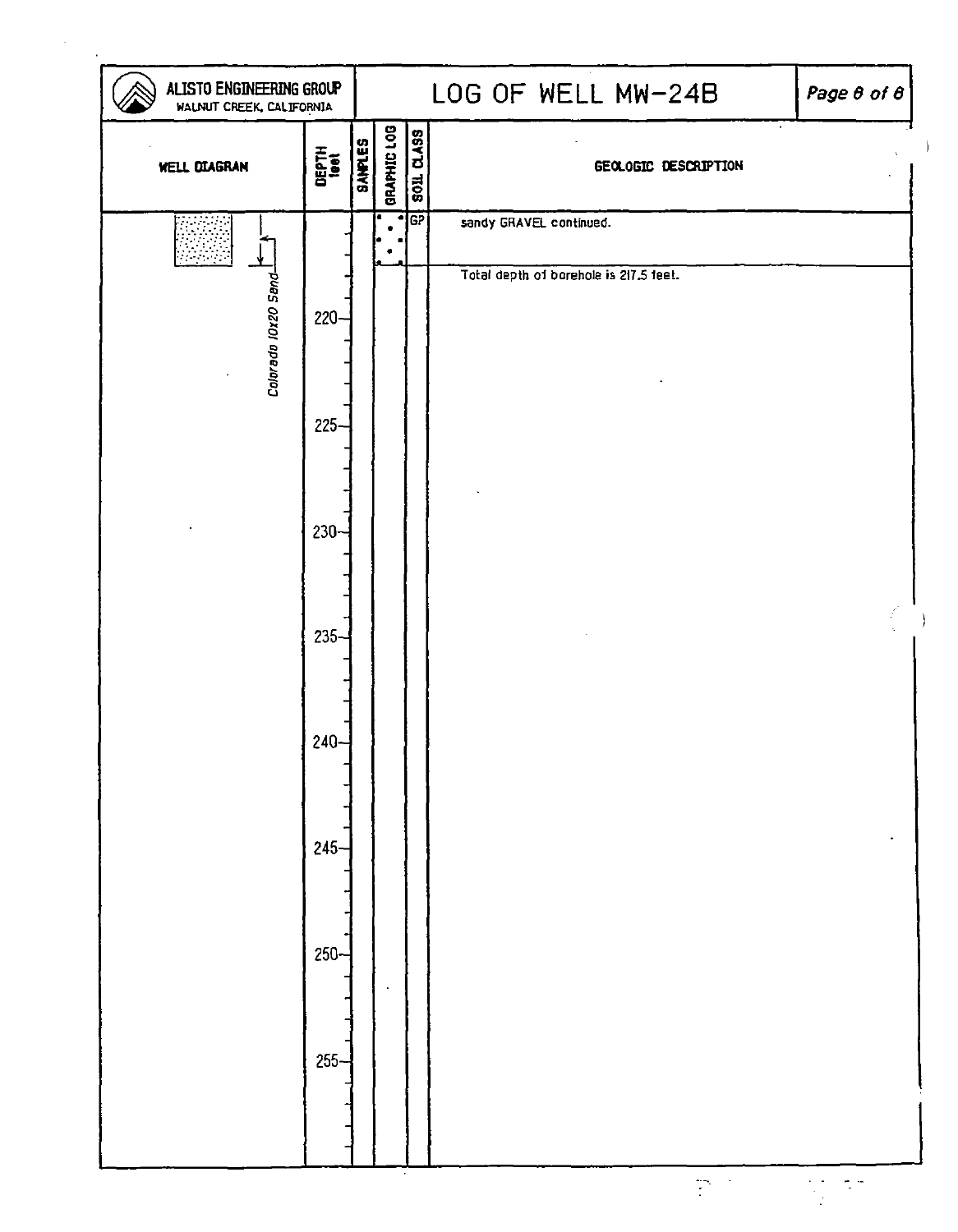# LOG OF WELL MW-24B

ALISTO ENGINEERING GROUP
WALNUT CREEK, CALIFORNIA

| WELL DIAGRAM | DEPTH feet | SAMPLES | GRAPHIC LOG | SOIL CLASS | GEOLOGIC DESCRIPTION |
|---|---|---|---|---|---|
| Colorado 10x20 Sand | | | | GP | sandy GRAVEL continued. |
| | | | | | Total depth of borehole is 217.5 feet. |
| | 220 | | | | |
| | 225 | | | | |
| | 230 | | | | |
| | 235 | | | | |
| | 240 | | | | |
| | 245 | | | | |
| | 250 | | | | |
| | 255 | | | | |